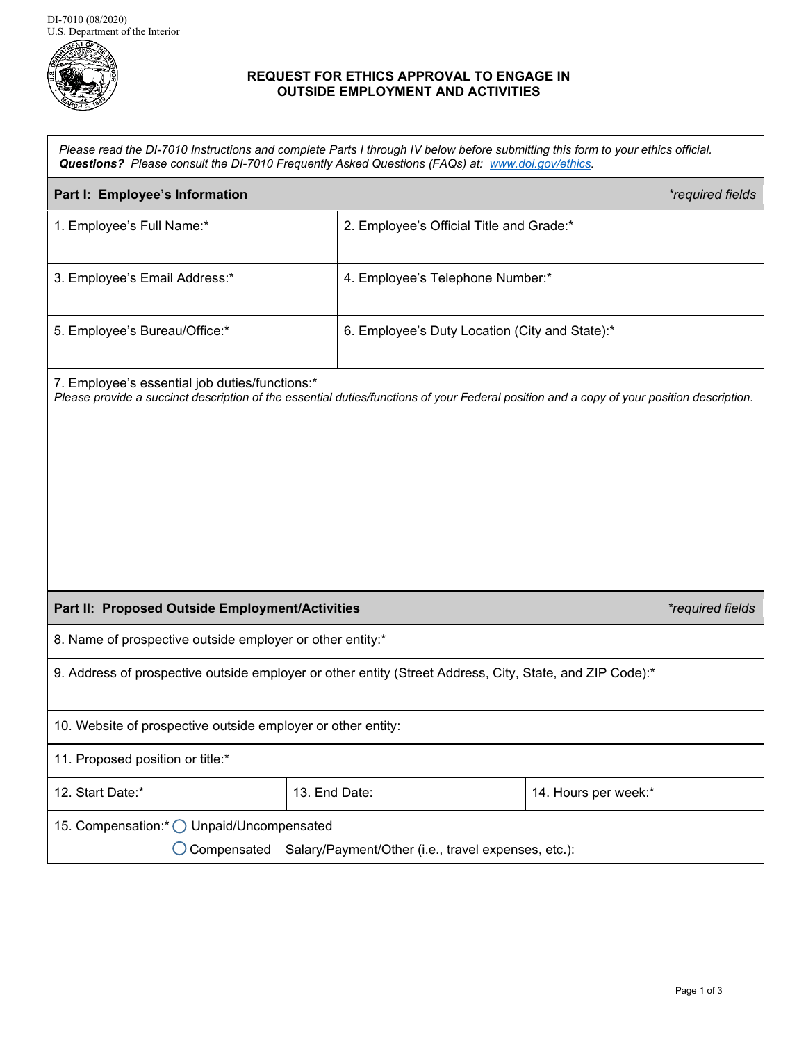DI-7010 (08/2020)
U.S. Department of the Interior

# REQUEST FOR ETHICS APPROVAL TO ENGAGE IN OUTSIDE EMPLOYMENT AND ACTIVITIES

*Please read the DI-7010 Instructions and complete Parts I through IV below before submitting this form to your ethics official.*
***Questions?*** *Please consult the DI-7010 Frequently Asked Questions (FAQs) at: [www.doi.gov/ethics](www.doi.gov/ethics).*

## Part I: Employee's Information

*\*required fields*

| | |
|---|---|
| 1. Employee's Full Name:* | 2. Employee's Official Title and Grade:* |
| 3. Employee's Email Address:* | 4. Employee's Telephone Number:* |
| 5. Employee's Bureau/Office:* | 6. Employee's Duty Location (City and State):* |

7. Employee's essential job duties/functions:*
*Please provide a succinct description of the essential duties/functions of your Federal position and a copy of your position description.*

## Part II: Proposed Outside Employment/Activities

*\*required fields*

8. Name of prospective outside employer or other entity:*

9. Address of prospective outside employer or other entity (Street Address, City, State, and ZIP Code):*

10. Website of prospective outside employer or other entity:

11. Proposed position or title:*

| | | |
|---|---|---|
| 12. Start Date:* | 13. End Date: | 14. Hours per week:* |

15. Compensation:* ○ Unpaid/Uncompensated
○ Compensated Salary/Payment/Other (i.e., travel expenses, etc.):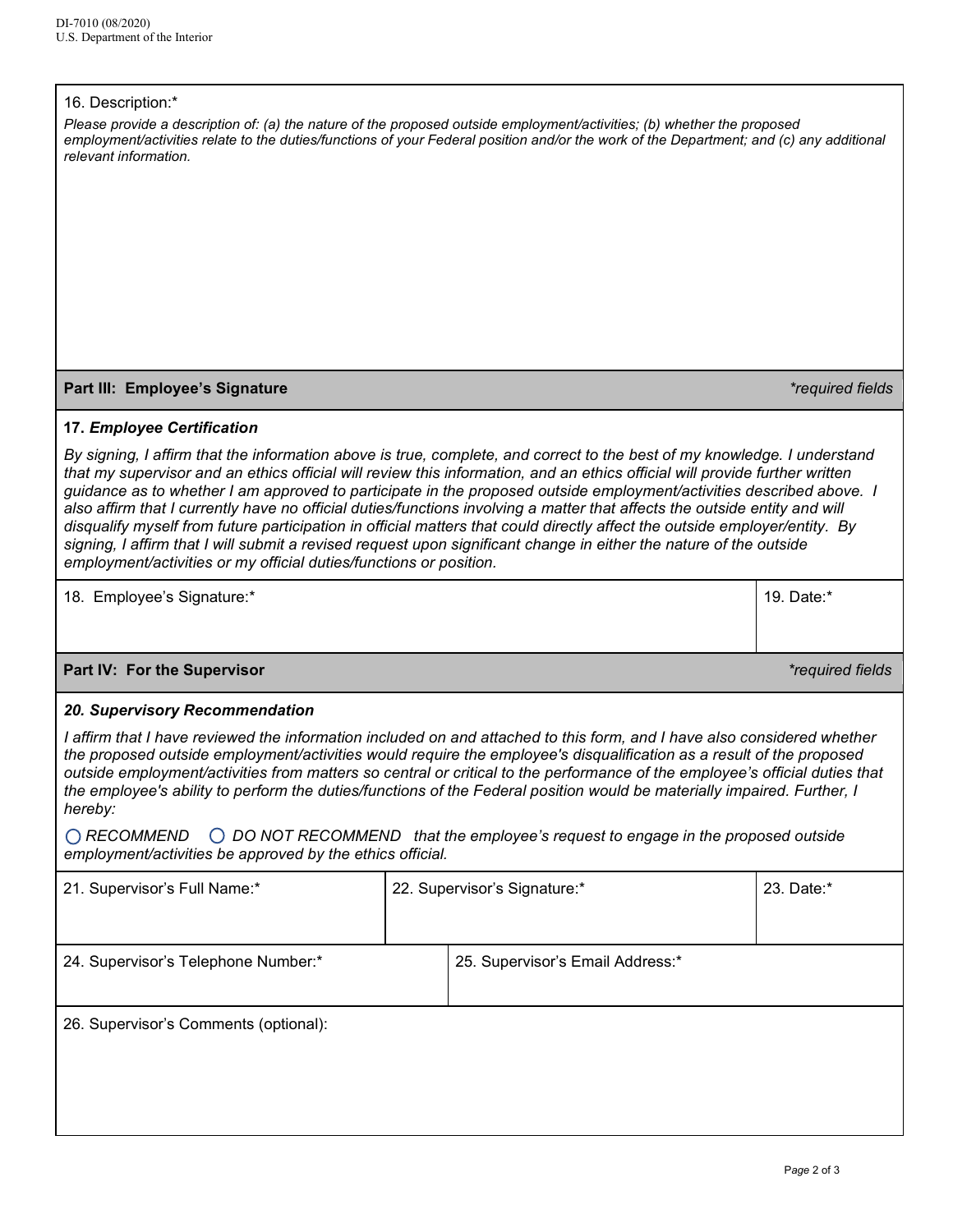16. Description:*

*Please provide a description of: (a) the nature of the proposed outside employment/activities; (b) whether the proposed employment/activities relate to the duties/functions of your Federal position and/or the work of the Department; and (c) any additional relevant information.*

## Part III: Employee's Signature

*\*required fields*

**17. *Employee Certification***

*By signing, I affirm that the information above is true, complete, and correct to the best of my knowledge. I understand that my supervisor and an ethics official will review this information, and an ethics official will provide further written guidance as to whether I am approved to participate in the proposed outside employment/activities described above. I also affirm that I currently have no official duties/functions involving a matter that affects the outside entity and will disqualify myself from future participation in official matters that could directly affect the outside employer/entity. By signing, I affirm that I will submit a revised request upon significant change in either the nature of the outside employment/activities or my official duties/functions or position.*

| 18. Employee's Signature:* | 19. Date:* |
| --- | --- |
| | |

## Part IV: For the Supervisor

*\*required fields*

***20. Supervisory Recommendation***

*I affirm that I have reviewed the information included on and attached to this form, and I have also considered whether the proposed outside employment/activities would require the employee's disqualification as a result of the proposed outside employment/activities from matters so central or critical to the performance of the employee's official duties that the employee's ability to perform the duties/functions of the Federal position would be materially impaired. Further, I hereby:*

○ *RECOMMEND* ○ *DO NOT RECOMMEND that the employee's request to engage in the proposed outside employment/activities be approved by the ethics official.*

| 21. Supervisor's Full Name:* | 22. Supervisor's Signature:* | 23. Date:* |
| --- | --- | --- |
| | | |

| 24. Supervisor's Telephone Number:* | 25. Supervisor's Email Address:* |
| --- | --- |
| | |

26. Supervisor's Comments (optional):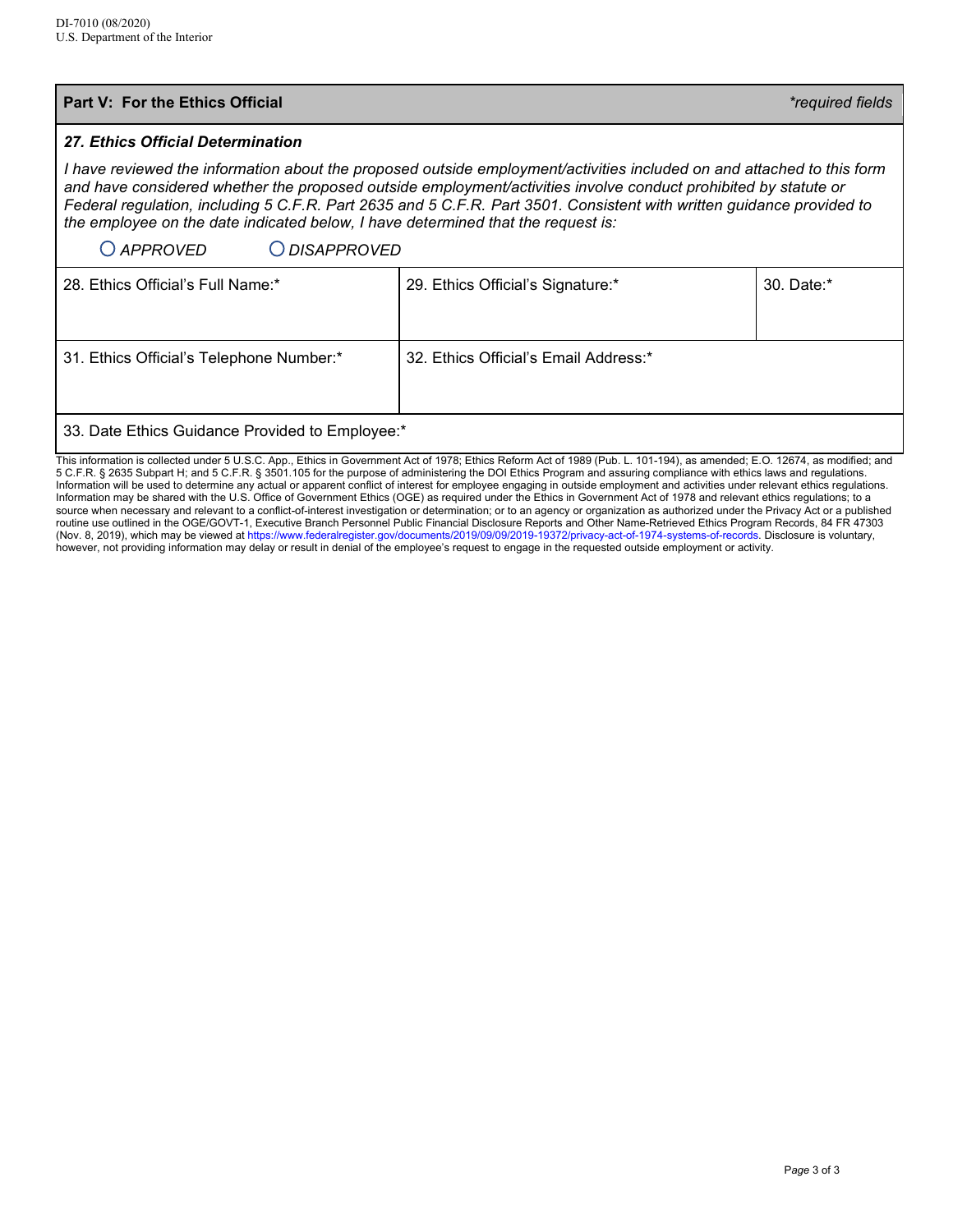DI-7010 (08/2020)
U.S. Department of the Interior

## Part V: For the Ethics Official

*\*required fields*

### *27. Ethics Official Determination*

*I have reviewed the information about the proposed outside employment/activities included on and attached to this form and have considered whether the proposed outside employment/activities involve conduct prohibited by statute or Federal regulation, including 5 C.F.R. Part 2635 and 5 C.F.R. Part 3501. Consistent with written guidance provided to the employee on the date indicated below, I have determined that the request is:*

○ *APPROVED* ○ *DISAPPROVED*

| | | |
|---|---|---|
| 28. Ethics Official's Full Name:* | 29. Ethics Official's Signature:* | 30. Date:* |
| 31. Ethics Official's Telephone Number:* | 32. Ethics Official's Email Address:* | |
| 33. Date Ethics Guidance Provided to Employee:* | | |

This information is collected under 5 U.S.C. App., Ethics in Government Act of 1978; Ethics Reform Act of 1989 (Pub. L. 101-194), as amended; E.O. 12674, as modified; and 5 C.F.R. § 2635 Subpart H; and 5 C.F.R. § 3501.105 for the purpose of administering the DOI Ethics Program and assuring compliance with ethics laws and regulations. Information will be used to determine any actual or apparent conflict of interest for employee engaging in outside employment and activities under relevant ethics regulations. Information may be shared with the U.S. Office of Government Ethics (OGE) as required under the Ethics in Government Act of 1978 and relevant ethics regulations; to a source when necessary and relevant to a conflict-of-interest investigation or determination; or to an agency or organization as authorized under the Privacy Act or a published routine use outlined in the OGE/GOVT-1, Executive Branch Personnel Public Financial Disclosure Reports and Other Name-Retrieved Ethics Program Records, 84 FR 47303 (Nov. 8, 2019), which may be viewed at https://www.federalregister.gov/documents/2019/09/09/2019-19372/privacy-act-of-1974-systems-of-records. Disclosure is voluntary, however, not providing information may delay or result in denial of the employee's request to engage in the requested outside employment or activity.